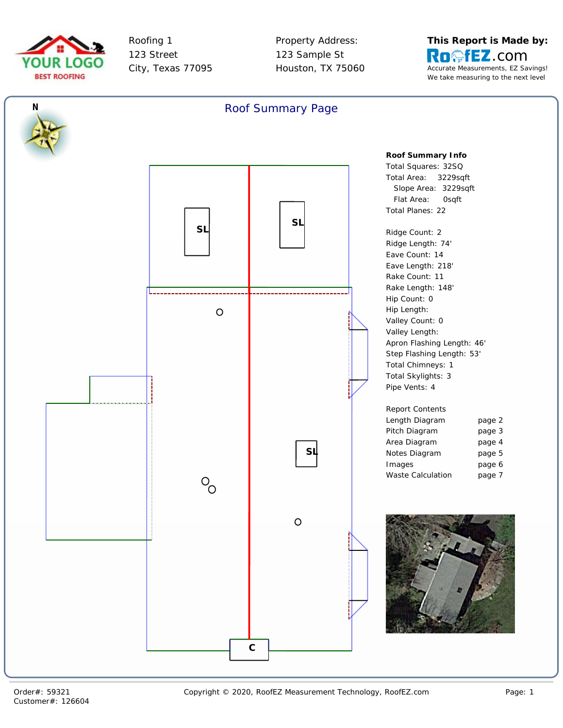YOUR LOGO
BEST ROOFING

Roofing 1
123 Street
City, Texas 77095

Property Address:
123 Sample St
Houston, TX 75060

**This Report is Made by:**
RoofEZ.com
Accurate Measurements, EZ Savings!
We take measuring to the next level

## Roof Summary Page

N

SL

SL

SL

C

**Roof Summary Info**

Total Squares: 32SQ
Total Area: 3229sqft
Slope Area: 3229sqft
Flat Area: 0sqft
Total Planes: 22

Ridge Count: 2
Ridge Length: 74'
Eave Count: 14
Eave Length: 218'
Rake Count: 11
Rake Length: 148'
Hip Count: 0
Hip Length:
Valley Count: 0
Valley Length:
Apron Flashing Length: 46'
Step Flashing Length: 53'
Total Chimneys: 1
Total Skylights: 3
Pipe Vents: 4

| Report Contents | |
|---|---|
| Length Diagram | page 2 |
| Pitch Diagram | page 3 |
| Area Diagram | page 4 |
| Notes Diagram | page 5 |
| Images | page 6 |
| Waste Calculation | page 7 |

Order#: 59321
Customer#: 126604

Copyright © 2020, RoofEZ Measurement Technology, RoofEZ.com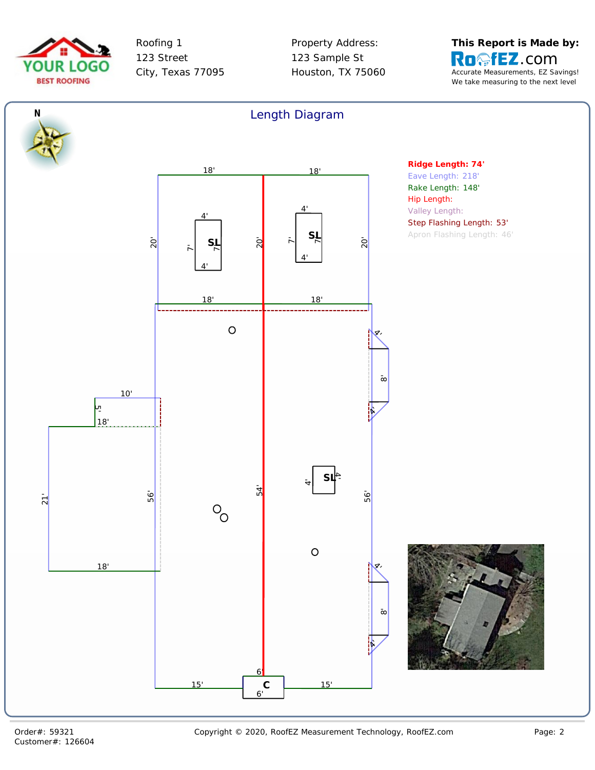Roofing 1
123 Street
City, Texas 77095

Property Address:
123 Sample St
Houston, TX 75060

**This Report is Made by:**
RoofEZ.com
Accurate Measurements, EZ Savings!
We take measuring to the next level

## Length Diagram

**Ridge Length: 74'**
Eave Length: 218'
Rake Length: 148'
Hip Length:
Valley Length:
Step Flashing Length: 53'
Apron Flashing Length: 46'

Order#: 59321
Customer#: 126604

Copyright © 2020, RoofEZ Measurement Technology, RoofEZ.com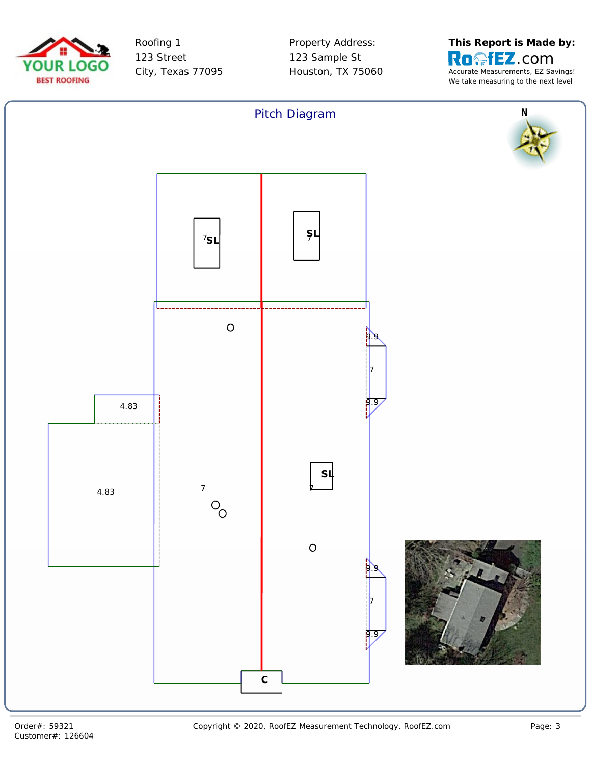Roofing 1
123 Street
City, Texas 77095

Property Address:
123 Sample St
Houston, TX 75060

**This Report is Made by:**
RoofEZ.com
Accurate Measurements, EZ Savings!
We take measuring to the next level

## Pitch Diagram

N

7 SL

SL 7

9.9

7

9.9

4.83

4.83

7

SL 7

9.9

7

9.9

C

Order#: 59321
Customer#: 126604

Copyright © 2020, RoofEZ Measurement Technology, RoofEZ.com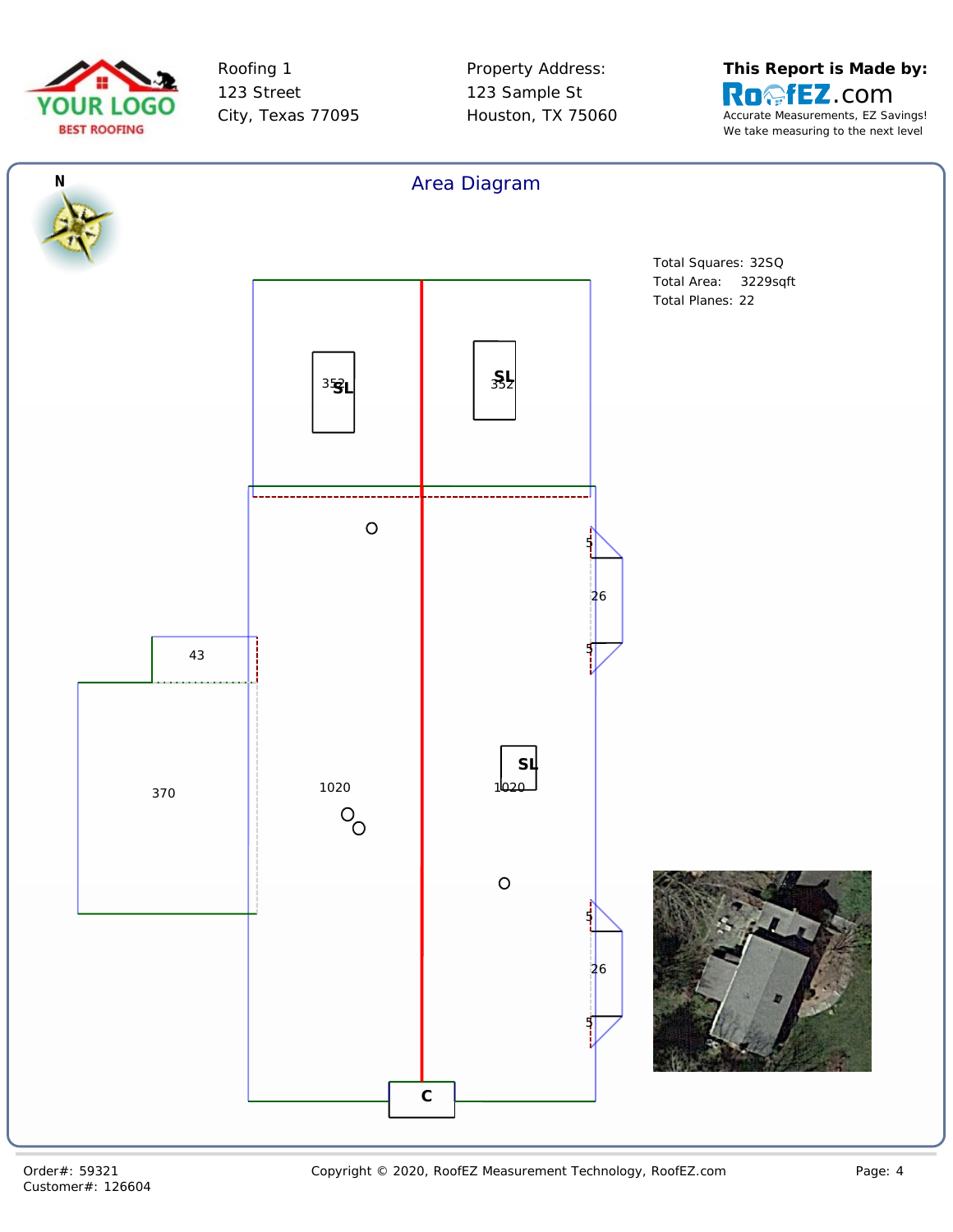Roofing 1
123 Street
City, Texas 77095

Property Address:
123 Sample St
Houston, TX 75060

**This Report is Made by:**
RoofEZ.com
Accurate Measurements, EZ Savings!
We take measuring to the next level

## Area Diagram

N

Total Squares: 32SQ
Total Area: 3229sqft
Total Planes: 22

352 SL
SL 352
5
26
5
43
370
1020
SL
1020
5
26
5
C

Order#: 59321
Customer#: 126604

Copyright © 2020, RoofEZ Measurement Technology, RoofEZ.com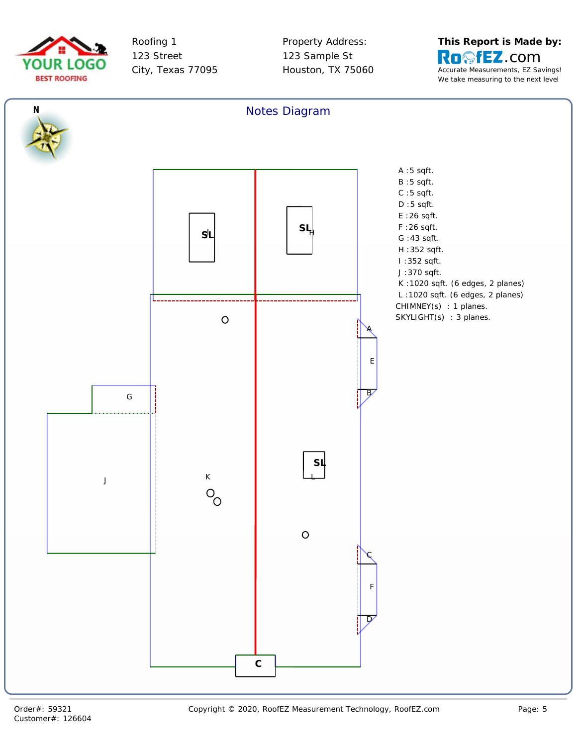Roofing 1
123 Street
City, Texas 77095

Property Address:
123 Sample St
Houston, TX 75060

**This Report is Made by:**
RoofEZ.com
Accurate Measurements, EZ Savings!
We take measuring to the next level

## Notes Diagram

A :5 sqft.
B :5 sqft.
C :5 sqft.
D :5 sqft.
E :26 sqft.
F :26 sqft.
G :43 sqft.
H :352 sqft.
I :352 sqft.
J :370 sqft.
K :1020 sqft. (6 edges, 2 planes)
L :1020 sqft. (6 edges, 2 planes)
CHIMNEY(s) : 1 planes.
SKYLIGHT(s) : 3 planes.

Order#: 59321
Customer#: 126604

Copyright © 2020, RoofEZ Measurement Technology, RoofEZ.com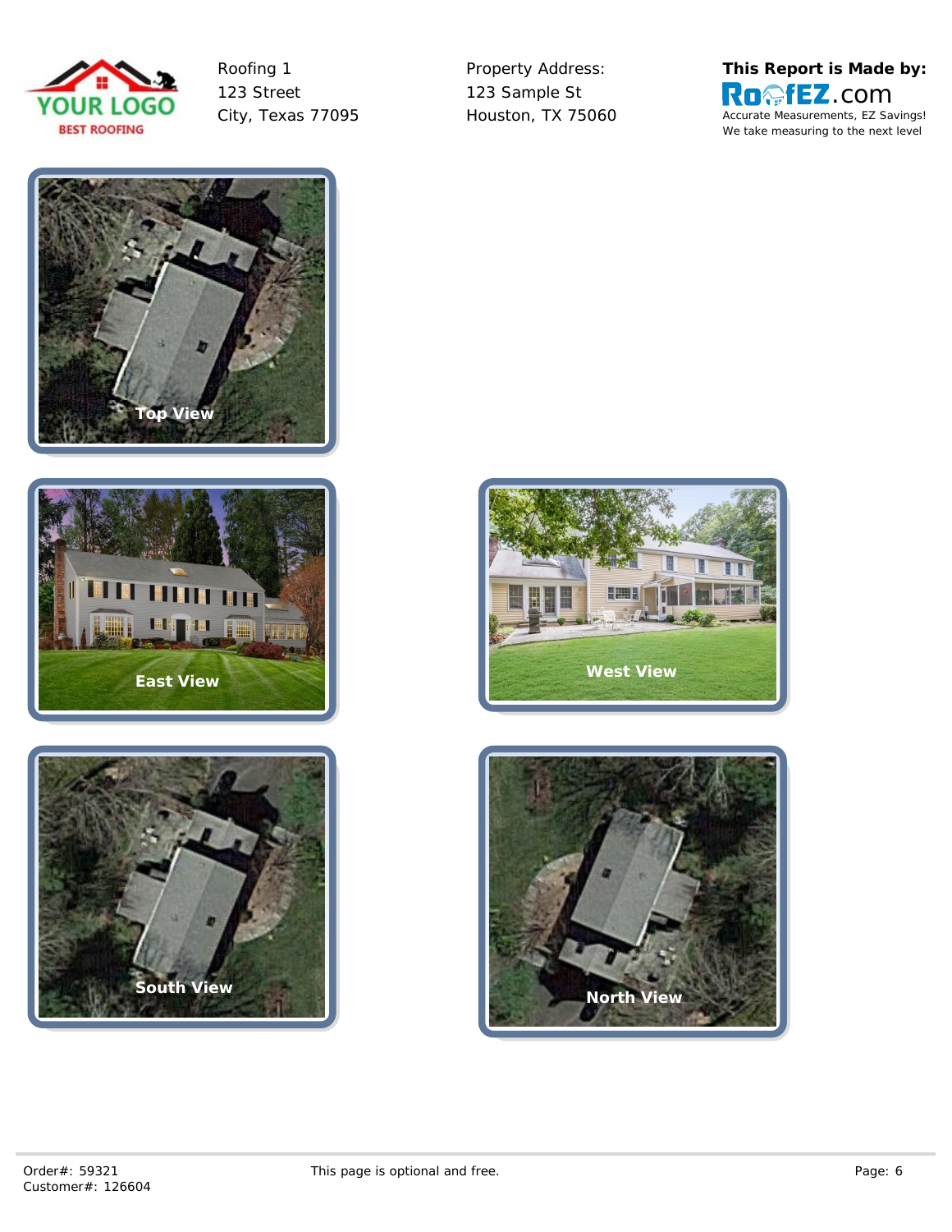Roofing 1
123 Street
City, Texas 77095

Property Address:
123 Sample St
Houston, TX 75060

**This Report is Made by:**
RoofEZ.com
Accurate Measurements, EZ Savings!
We take measuring to the next level

Top View

East View

West View

South View

North View

Order#: 59321
Customer#: 126604

This page is optional and free.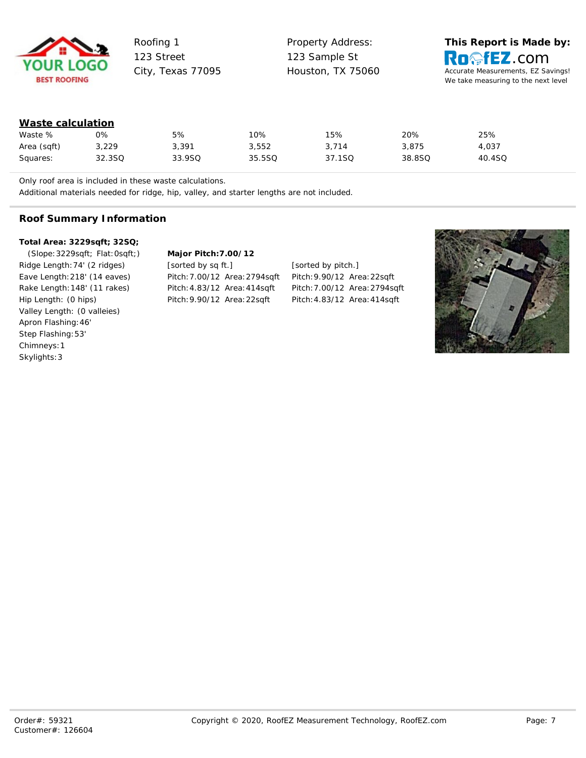Roofing 1
123 Street
City, Texas 77095

Property Address:
123 Sample St
Houston, TX 75060

**This Report is Made by:**
RoofEZ.com
Accurate Measurements, EZ Savings!
We take measuring to the next level

## Waste calculation

| Waste % | 0% | 5% | 10% | 15% | 20% | 25% |
|---|---|---|---|---|---|---|
| Area (sqft) | 3,229 | 3,391 | 3,552 | 3,714 | 3,875 | 4,037 |
| Squares: | 32.3SQ | 33.9SQ | 35.5SQ | 37.1SQ | 38.8SQ | 40.4SQ |

Only roof area is included in these waste calculations.
Additional materials needed for ridge, hip, valley, and starter lengths are not included.

## Roof Summary Information

**Total Area: 3229sqft; 32SQ;**
(Slope:3229sqft; Flat:0sqft;)
Ridge Length:74' (2 ridges)
Eave Length:218' (14 eaves)
Rake Length:148' (11 rakes)
Hip Length: (0 hips)
Valley Length: (0 valleies)
Apron Flashing:46'
Step Flashing:53'
Chimneys:1
Skylights:3

**Major Pitch:7.00/12**

[sorted by sq ft.]
Pitch:7.00/12 Area:2794sqft
Pitch:4.83/12 Area:414sqft
Pitch:9.90/12 Area:22sqft

[sorted by pitch.]
Pitch:9.90/12 Area:22sqft
Pitch:7.00/12 Area:2794sqft
Pitch:4.83/12 Area:414sqft

Order#: 59321
Customer#: 126604

Copyright © 2020, RoofEZ Measurement Technology, RoofEZ.com